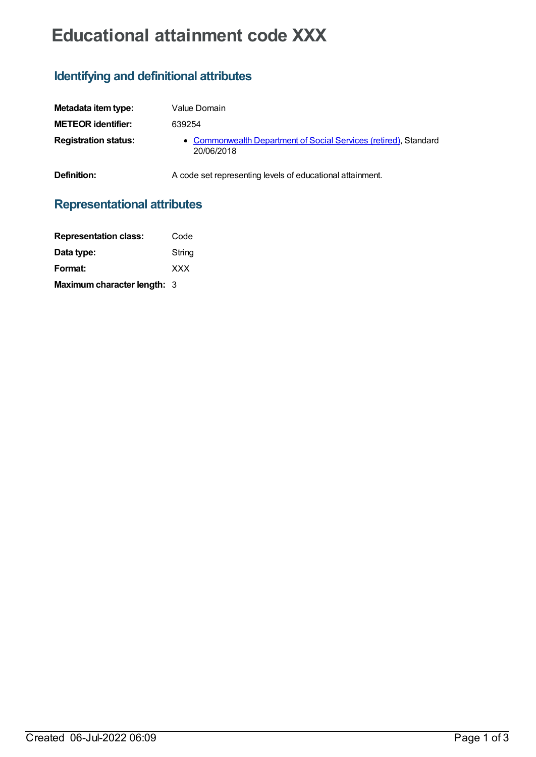# Educational attainment code XXX

## Identifying and definitional attributes

**Metadata item type:** Value Domain

**METEOR identifier:** 639254

**Registration status:**

- Commonwealth Department of Social Services (retired), Standard 20/06/2018

**Definition:** A code set representing levels of educational attainment.

## Representational attributes

**Representation class:** Code

**Data type:** String

**Format:** XXX

**Maximum character length:** 3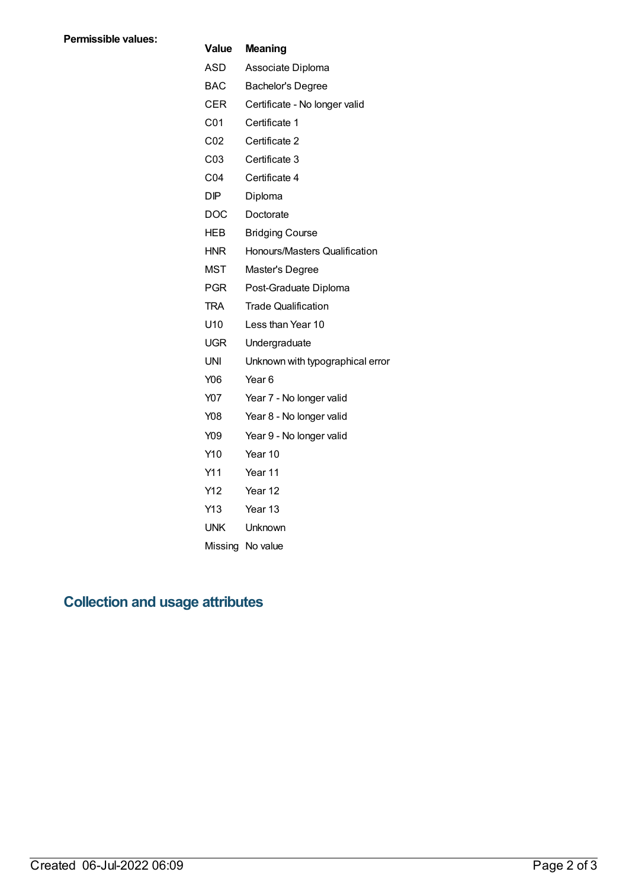**Permissible values:**

| Value | Meaning |
|---|---|
| ASD | Associate Diploma |
| BAC | Bachelor's Degree |
| CER | Certificate - No longer valid |
| C01 | Certificate 1 |
| C02 | Certificate 2 |
| C03 | Certificate 3 |
| C04 | Certificate 4 |
| DIP | Diploma |
| DOC | Doctorate |
| HEB | Bridging Course |
| HNR | Honours/Masters Qualification |
| MST | Master's Degree |
| PGR | Post-Graduate Diploma |
| TRA | Trade Qualification |
| U10 | Less than Year 10 |
| UGR | Undergraduate |
| UNI | Unknown with typographical error |
| Y06 | Year 6 |
| Y07 | Year 7 - No longer valid |
| Y08 | Year 8 - No longer valid |
| Y09 | Year 9 - No longer valid |
| Y10 | Year 10 |
| Y11 | Year 11 |
| Y12 | Year 12 |
| Y13 | Year 13 |
| UNK | Unknown |
| Missing | No value |

## Collection and usage attributes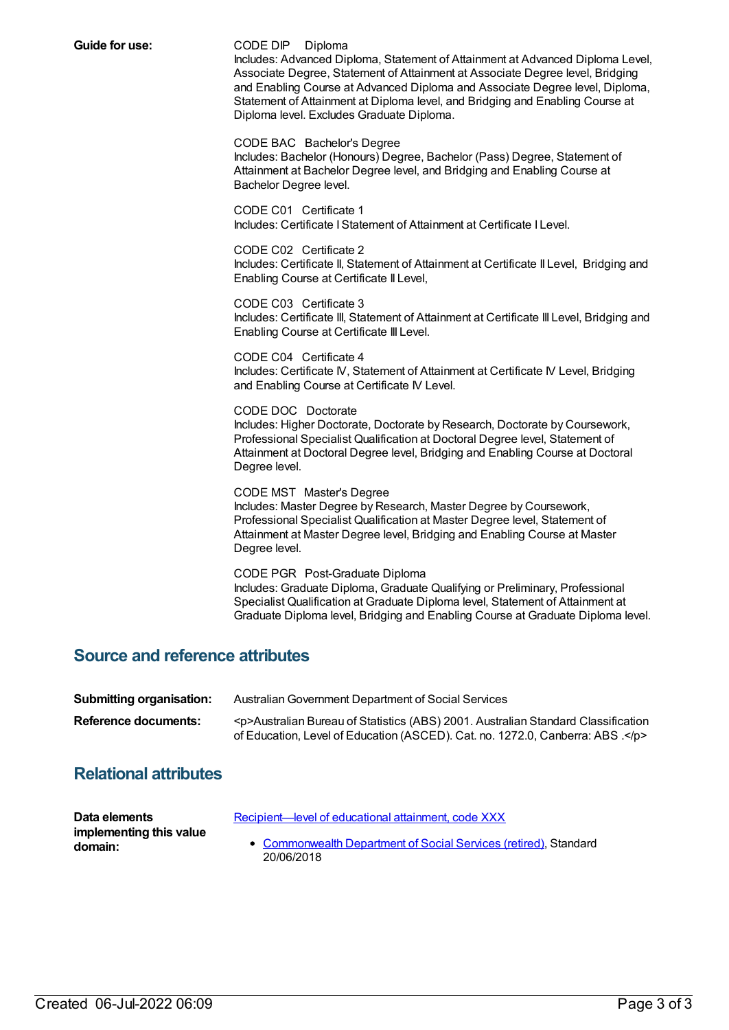**Guide for use:**

CODE DIP Diploma
Includes: Advanced Diploma, Statement of Attainment at Advanced Diploma Level, Associate Degree, Statement of Attainment at Associate Degree level, Bridging and Enabling Course at Advanced Diploma and Associate Degree level, Diploma, Statement of Attainment at Diploma level, and Bridging and Enabling Course at Diploma level. Excludes Graduate Diploma.

CODE BAC Bachelor's Degree
Includes: Bachelor (Honours) Degree, Bachelor (Pass) Degree, Statement of Attainment at Bachelor Degree level, and Bridging and Enabling Course at Bachelor Degree level.

CODE C01 Certificate 1
Includes: Certificate I Statement of Attainment at Certificate I Level.

CODE C02 Certificate 2
Includes: Certificate II, Statement of Attainment at Certificate II Level, Bridging and Enabling Course at Certificate II Level,

CODE C03 Certificate 3
Includes: Certificate III, Statement of Attainment at Certificate III Level, Bridging and Enabling Course at Certificate III Level.

CODE C04 Certificate 4
Includes: Certificate IV, Statement of Attainment at Certificate IV Level, Bridging and Enabling Course at Certificate IV Level.

CODE DOC Doctorate
Includes: Higher Doctorate, Doctorate by Research, Doctorate by Coursework, Professional Specialist Qualification at Doctoral Degree level, Statement of Attainment at Doctoral Degree level, Bridging and Enabling Course at Doctoral Degree level.

CODE MST Master's Degree
Includes: Master Degree by Research, Master Degree by Coursework, Professional Specialist Qualification at Master Degree level, Statement of Attainment at Master Degree level, Bridging and Enabling Course at Master Degree level.

CODE PGR Post-Graduate Diploma
Includes: Graduate Diploma, Graduate Qualifying or Preliminary, Professional Specialist Qualification at Graduate Diploma level, Statement of Attainment at Graduate Diploma level, Bridging and Enabling Course at Graduate Diploma level.

## Source and reference attributes

**Submitting organisation:** Australian Government Department of Social Services

**Reference documents:** <p>Australian Bureau of Statistics (ABS) 2001. Australian Standard Classification of Education, Level of Education (ASCED). Cat. no. 1272.0, Canberra: ABS .</p>

## Relational attributes

**Data elements implementing this value domain:**

Recipient—level of educational attainment, code XXX

- Commonwealth Department of Social Services (retired), Standard 20/06/2018